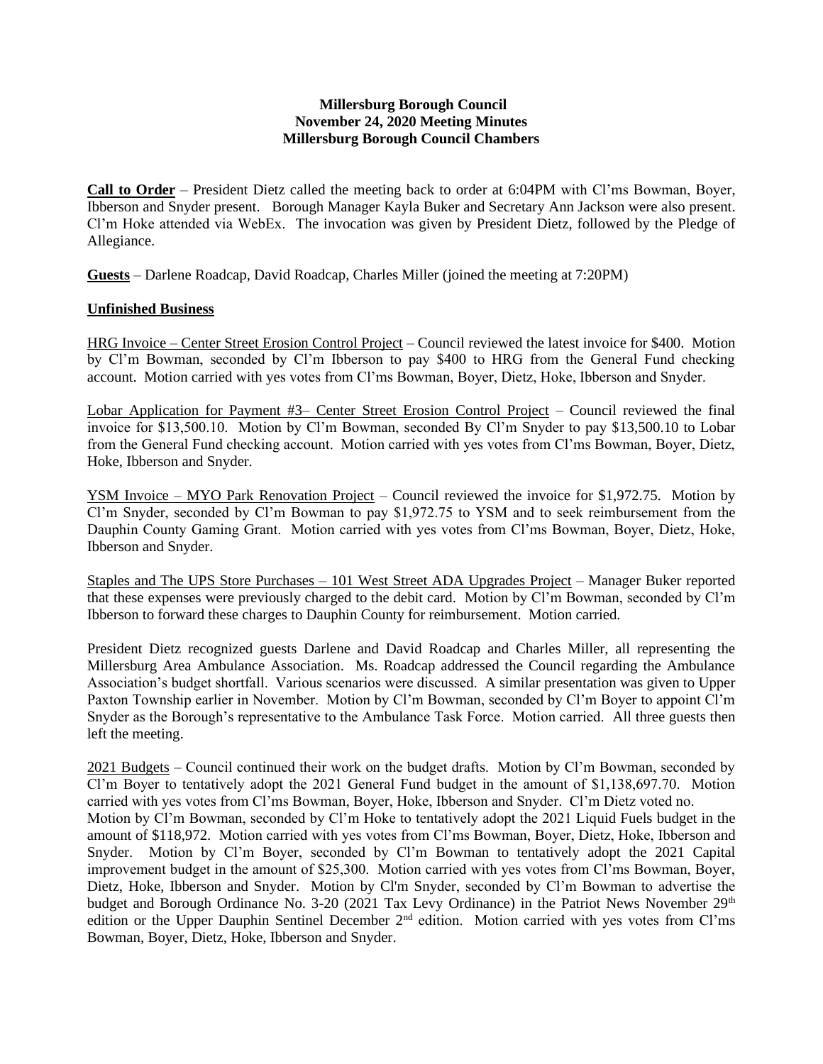**Millersburg Borough Council**
**November 24, 2020 Meeting Minutes**
**Millersburg Borough Council Chambers**

**Call to Order** – President Dietz called the meeting back to order at 6:04PM with Cl'ms Bowman, Boyer, Ibberson and Snyder present. Borough Manager Kayla Buker and Secretary Ann Jackson were also present. Cl'm Hoke attended via WebEx. The invocation was given by President Dietz, followed by the Pledge of Allegiance.

**Guests** – Darlene Roadcap, David Roadcap, Charles Miller (joined the meeting at 7:20PM)

**Unfinished Business**

HRG Invoice – Center Street Erosion Control Project – Council reviewed the latest invoice for $400. Motion by Cl'm Bowman, seconded by Cl'm Ibberson to pay $400 to HRG from the General Fund checking account. Motion carried with yes votes from Cl'ms Bowman, Boyer, Dietz, Hoke, Ibberson and Snyder.

Lobar Application for Payment #3– Center Street Erosion Control Project – Council reviewed the final invoice for $13,500.10. Motion by Cl'm Bowman, seconded By Cl'm Snyder to pay $13,500.10 to Lobar from the General Fund checking account. Motion carried with yes votes from Cl'ms Bowman, Boyer, Dietz, Hoke, Ibberson and Snyder.

YSM Invoice – MYO Park Renovation Project – Council reviewed the invoice for $1,972.75. Motion by Cl'm Snyder, seconded by Cl'm Bowman to pay $1,972.75 to YSM and to seek reimbursement from the Dauphin County Gaming Grant. Motion carried with yes votes from Cl'ms Bowman, Boyer, Dietz, Hoke, Ibberson and Snyder.

Staples and The UPS Store Purchases – 101 West Street ADA Upgrades Project – Manager Buker reported that these expenses were previously charged to the debit card. Motion by Cl'm Bowman, seconded by Cl'm Ibberson to forward these charges to Dauphin County for reimbursement. Motion carried.

President Dietz recognized guests Darlene and David Roadcap and Charles Miller, all representing the Millersburg Area Ambulance Association. Ms. Roadcap addressed the Council regarding the Ambulance Association's budget shortfall. Various scenarios were discussed. A similar presentation was given to Upper Paxton Township earlier in November. Motion by Cl'm Bowman, seconded by Cl'm Boyer to appoint Cl'm Snyder as the Borough's representative to the Ambulance Task Force. Motion carried. All three guests then left the meeting.

2021 Budgets – Council continued their work on the budget drafts. Motion by Cl'm Bowman, seconded by Cl'm Boyer to tentatively adopt the 2021 General Fund budget in the amount of $1,138,697.70. Motion carried with yes votes from Cl'ms Bowman, Boyer, Hoke, Ibberson and Snyder. Cl'm Dietz voted no.
Motion by Cl'm Bowman, seconded by Cl'm Hoke to tentatively adopt the 2021 Liquid Fuels budget in the amount of $118,972. Motion carried with yes votes from Cl'ms Bowman, Boyer, Dietz, Hoke, Ibberson and Snyder. Motion by Cl'm Boyer, seconded by Cl'm Bowman to tentatively adopt the 2021 Capital improvement budget in the amount of $25,300. Motion carried with yes votes from Cl'ms Bowman, Boyer, Dietz, Hoke, Ibberson and Snyder. Motion by Cl'm Snyder, seconded by Cl'm Bowman to advertise the budget and Borough Ordinance No. 3-20 (2021 Tax Levy Ordinance) in the Patriot News November 29th edition or the Upper Dauphin Sentinel December 2nd edition. Motion carried with yes votes from Cl'ms Bowman, Boyer, Dietz, Hoke, Ibberson and Snyder.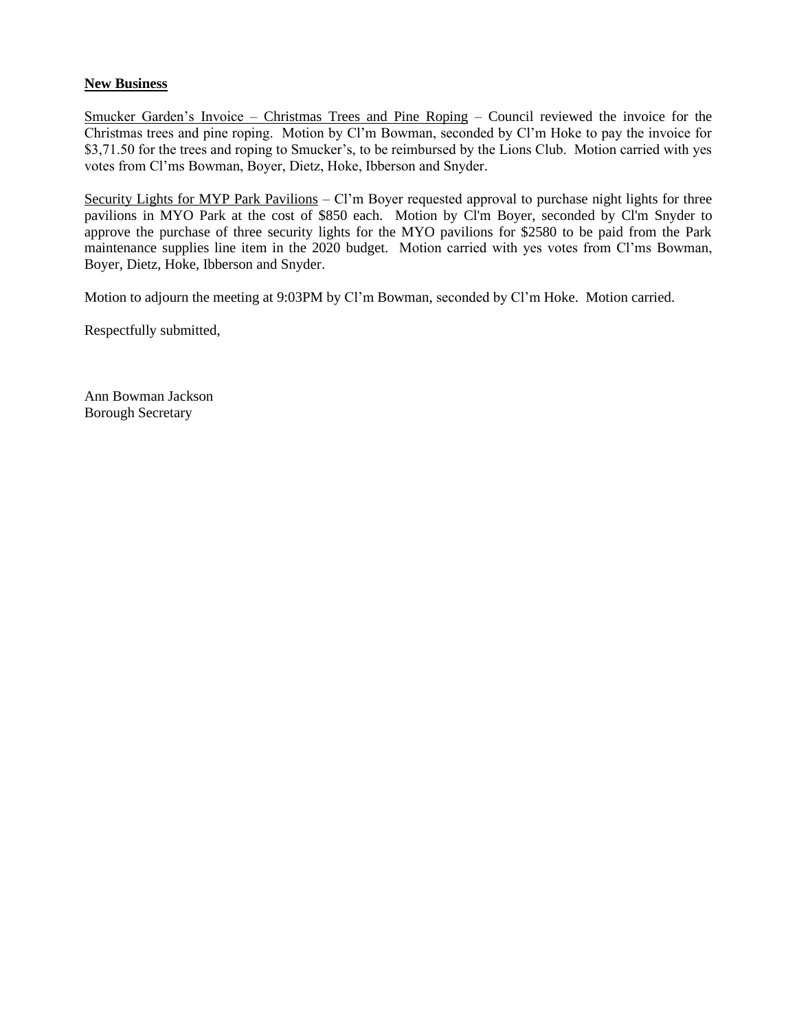**New Business**

Smucker Garden's Invoice – Christmas Trees and Pine Roping – Council reviewed the invoice for the Christmas trees and pine roping. Motion by Cl'm Bowman, seconded by Cl'm Hoke to pay the invoice for $3,71.50 for the trees and roping to Smucker's, to be reimbursed by the Lions Club. Motion carried with yes votes from Cl'ms Bowman, Boyer, Dietz, Hoke, Ibberson and Snyder.

Security Lights for MYP Park Pavilions – Cl'm Boyer requested approval to purchase night lights for three pavilions in MYO Park at the cost of $850 each. Motion by Cl'm Boyer, seconded by Cl'm Snyder to approve the purchase of three security lights for the MYO pavilions for $2580 to be paid from the Park maintenance supplies line item in the 2020 budget. Motion carried with yes votes from Cl'ms Bowman, Boyer, Dietz, Hoke, Ibberson and Snyder.

Motion to adjourn the meeting at 9:03PM by Cl'm Bowman, seconded by Cl'm Hoke. Motion carried.

Respectfully submitted,

Ann Bowman Jackson
Borough Secretary